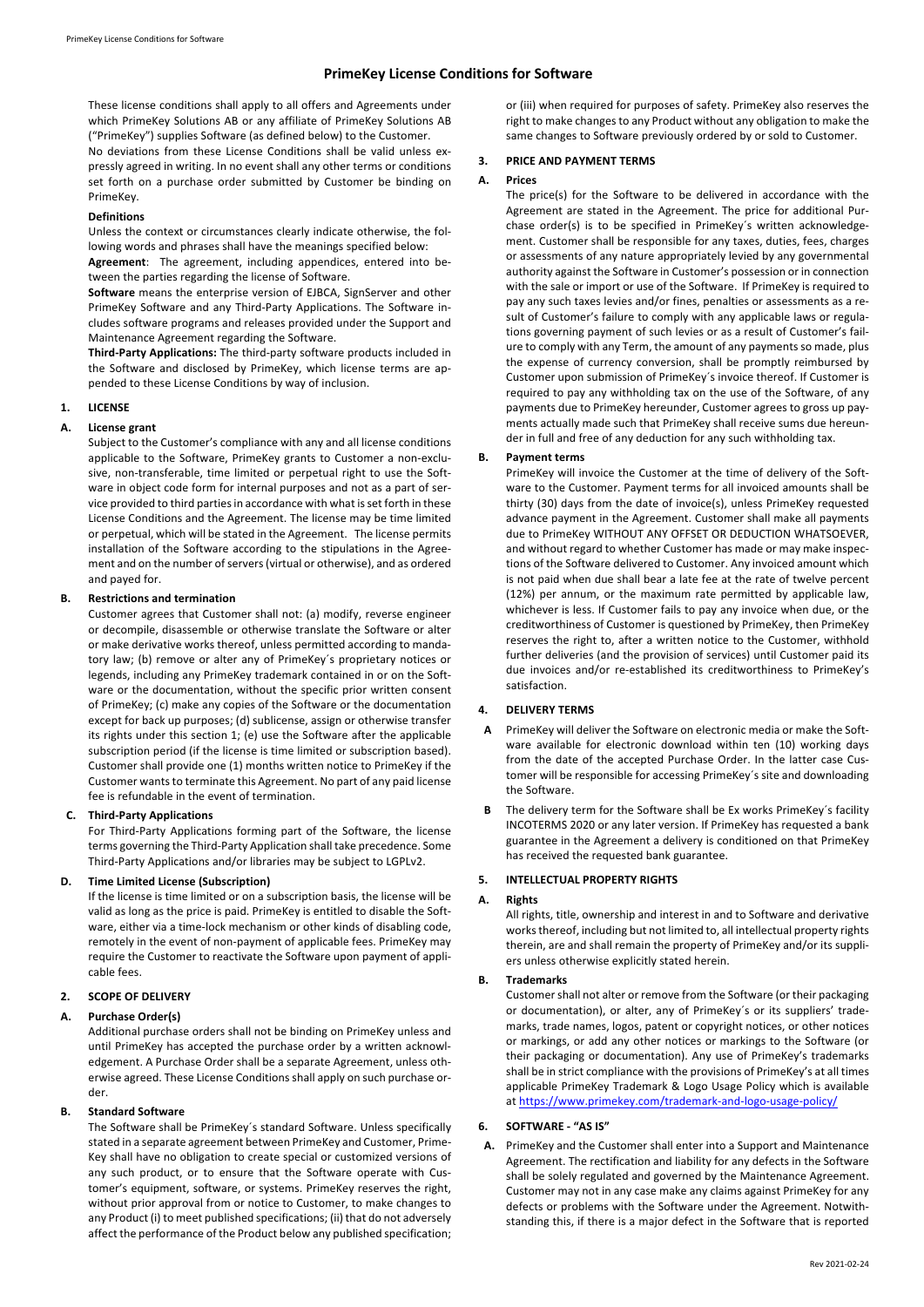# PrimeKey License Conditions for Software

These license conditions shall apply to all offers and Agreements under which PrimeKey Solutions AB or any affiliate of PrimeKey Solutions AB ("PrimeKey") supplies Software (as defined below) to the Customer.

No deviations from these License Conditions shall be valid unless expressly agreed in writing. In no event shall any other terms or conditions set forth on a purchase order submitted by Customer be binding on PrimeKey.

### Definitions

Unless the context or circumstances clearly indicate otherwise, the following words and phrases shall have the meanings specified below:

**Agreement**: The agreement, including appendices, entered into between the parties regarding the license of Software.

**Software** means the enterprise version of EJBCA, SignServer and other PrimeKey Software and any Third-Party Applications. The Software includes software programs and releases provided under the Support and Maintenance Agreement regarding the Software.

**Third-Party Applications:** The third-party software products included in the Software and disclosed by PrimeKey, which license terms are appended to these License Conditions by way of inclusion.

## 1. LICENSE

### A. License grant

Subject to the Customer's compliance with any and all license conditions applicable to the Software, PrimeKey grants to Customer a non-exclusive, non-transferable, time limited or perpetual right to use the Software in object code form for internal purposes and not as a part of service provided to third parties in accordance with what is set forth in these License Conditions and the Agreement. The license may be time limited or perpetual, which will be stated in the Agreement. The license permits installation of the Software according to the stipulations in the Agreement and on the number of servers (virtual or otherwise), and as ordered and payed for.

### B. Restrictions and termination

Customer agrees that Customer shall not: (a) modify, reverse engineer or decompile, disassemble or otherwise translate the Software or alter or make derivative works thereof, unless permitted according to mandatory law; (b) remove or alter any of PrimeKey´s proprietary notices or legends, including any PrimeKey trademark contained in or on the Software or the documentation, without the specific prior written consent of PrimeKey; (c) make any copies of the Software or the documentation except for back up purposes; (d) sublicense, assign or otherwise transfer its rights under this section 1; (e) use the Software after the applicable subscription period (if the license is time limited or subscription based). Customer shall provide one (1) months written notice to PrimeKey if the Customer wants to terminate this Agreement. No part of any paid license fee is refundable in the event of termination.

### C. Third-Party Applications

For Third-Party Applications forming part of the Software, the license terms governing the Third-Party Application shall take precedence. Some Third-Party Applications and/or libraries may be subject to LGPLv2.

### D. Time Limited License (Subscription)

If the license is time limited or on a subscription basis, the license will be valid as long as the price is paid. PrimeKey is entitled to disable the Software, either via a time-lock mechanism or other kinds of disabling code, remotely in the event of non-payment of applicable fees. PrimeKey may require the Customer to reactivate the Software upon payment of applicable fees.

## 2. SCOPE OF DELIVERY

### A. Purchase Order(s)

Additional purchase orders shall not be binding on PrimeKey unless and until PrimeKey has accepted the purchase order by a written acknowledgement. A Purchase Order shall be a separate Agreement, unless otherwise agreed. These License Conditions shall apply on such purchase order.

### B. Standard Software

The Software shall be PrimeKey´s standard Software. Unless specifically stated in a separate agreement between PrimeKey and Customer, PrimeKey shall have no obligation to create special or customized versions of any such product, or to ensure that the Software operate with Customer's equipment, software, or systems. PrimeKey reserves the right, without prior approval from or notice to Customer, to make changes to any Product (i) to meet published specifications; (ii) that do not adversely affect the performance of the Product below any published specification; or (iii) when required for purposes of safety. PrimeKey also reserves the right to make changes to any Product without any obligation to make the same changes to Software previously ordered by or sold to Customer.

## 3. PRICE AND PAYMENT TERMS

### A. Prices

The price(s) for the Software to be delivered in accordance with the Agreement are stated in the Agreement. The price for additional Purchase order(s) is to be specified in PrimeKey´s written acknowledgement. Customer shall be responsible for any taxes, duties, fees, charges or assessments of any nature appropriately levied by any governmental authority against the Software in Customer's possession or in connection with the sale or import or use of the Software. If PrimeKey is required to pay any such taxes levies and/or fines, penalties or assessments as a result of Customer's failure to comply with any applicable laws or regulations governing payment of such levies or as a result of Customer's failure to comply with any Term, the amount of any payments so made, plus the expense of currency conversion, shall be promptly reimbursed by Customer upon submission of PrimeKey´s invoice thereof. If Customer is required to pay any withholding tax on the use of the Software, of any payments due to PrimeKey hereunder, Customer agrees to gross up payments actually made such that PrimeKey shall receive sums due hereunder in full and free of any deduction for any such withholding tax.

### B. Payment terms

PrimeKey will invoice the Customer at the time of delivery of the Software to the Customer. Payment terms for all invoiced amounts shall be thirty (30) days from the date of invoice(s), unless PrimeKey requested advance payment in the Agreement. Customer shall make all payments due to PrimeKey WITHOUT ANY OFFSET OR DEDUCTION WHATSOEVER, and without regard to whether Customer has made or may make inspections of the Software delivered to Customer. Any invoiced amount which is not paid when due shall bear a late fee at the rate of twelve percent (12%) per annum, or the maximum rate permitted by applicable law, whichever is less. If Customer fails to pay any invoice when due, or the creditworthiness of Customer is questioned by PrimeKey, then PrimeKey reserves the right to, after a written notice to the Customer, withhold further deliveries (and the provision of services) until Customer paid its due invoices and/or re-established its creditworthiness to PrimeKey's satisfaction.

## 4. DELIVERY TERMS

**A** PrimeKey will deliver the Software on electronic media or make the Software available for electronic download within ten (10) working days from the date of the accepted Purchase Order. In the latter case Customer will be responsible for accessing PrimeKey´s site and downloading the Software.

**B** The delivery term for the Software shall be Ex works PrimeKey´s facility INCOTERMS 2020 or any later version. If PrimeKey has requested a bank guarantee in the Agreement a delivery is conditioned on that PrimeKey has received the requested bank guarantee.

## 5. INTELLECTUAL PROPERTY RIGHTS

### A. Rights

All rights, title, ownership and interest in and to Software and derivative works thereof, including but not limited to, all intellectual property rights therein, are and shall remain the property of PrimeKey and/or its suppliers unless otherwise explicitly stated herein.

### B. Trademarks

Customer shall not alter or remove from the Software (or their packaging or documentation), or alter, any of PrimeKey´s or its suppliers' trademarks, trade names, logos, patent or copyright notices, or other notices or markings, or add any other notices or markings to the Software (or their packaging or documentation). Any use of PrimeKey's trademarks shall be in strict compliance with the provisions of PrimeKey's at all times applicable PrimeKey Trademark & Logo Usage Policy which is available at https://www.primekey.com/trademark-and-logo-usage-policy/

## 6. SOFTWARE - "AS IS"

**A.** PrimeKey and the Customer shall enter into a Support and Maintenance Agreement. The rectification and liability for any defects in the Software shall be solely regulated and governed by the Maintenance Agreement. Customer may not in any case make any claims against PrimeKey for any defects or problems with the Software under the Agreement. Notwithstanding this, if there is a major defect in the Software that is reported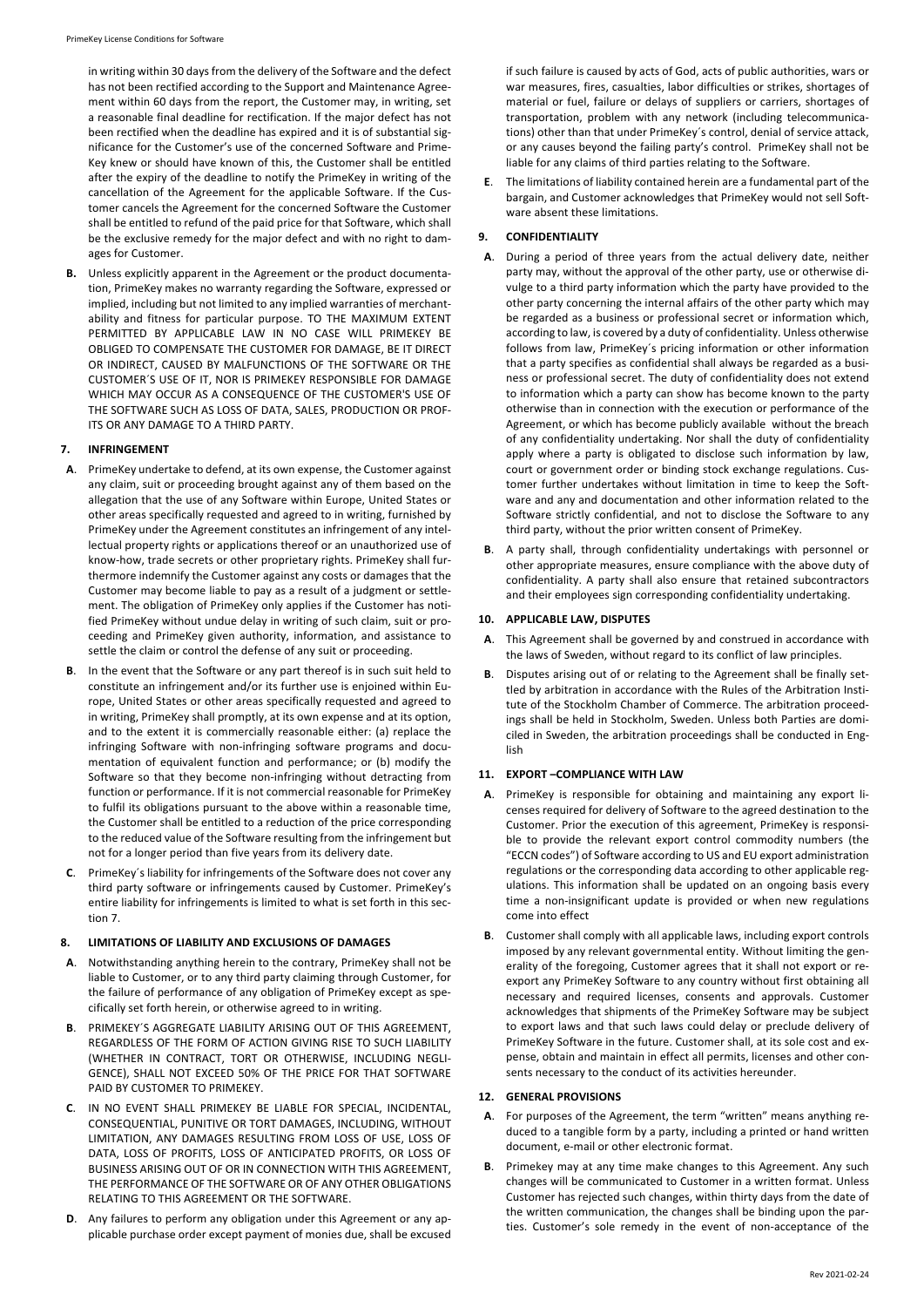in writing within 30 days from the delivery of the Software and the defect has not been rectified according to the Support and Maintenance Agreement within 60 days from the report, the Customer may, in writing, set a reasonable final deadline for rectification. If the major defect has not been rectified when the deadline has expired and it is of substantial significance for the Customer's use of the concerned Software and PrimeKey knew or should have known of this, the Customer shall be entitled after the expiry of the deadline to notify the PrimeKey in writing of the cancellation of the Agreement for the applicable Software. If the Customer cancels the Agreement for the concerned Software the Customer shall be entitled to refund of the paid price for that Software, which shall be the exclusive remedy for the major defect and with no right to damages for Customer.

**B.** Unless explicitly apparent in the Agreement or the product documentation, PrimeKey makes no warranty regarding the Software, expressed or implied, including but not limited to any implied warranties of merchantability and fitness for particular purpose. TO THE MAXIMUM EXTENT PERMITTED BY APPLICABLE LAW IN NO CASE WILL PRIMEKEY BE OBLIGED TO COMPENSATE THE CUSTOMER FOR DAMAGE, BE IT DIRECT OR INDIRECT, CAUSED BY MALFUNCTIONS OF THE SOFTWARE OR THE CUSTOMER´S USE OF IT, NOR IS PRIMEKEY RESPONSIBLE FOR DAMAGE WHICH MAY OCCUR AS A CONSEQUENCE OF THE CUSTOMER'S USE OF THE SOFTWARE SUCH AS LOSS OF DATA, SALES, PRODUCTION OR PROFITS OR ANY DAMAGE TO A THIRD PARTY.

## 7. INFRINGEMENT

**A**. PrimeKey undertake to defend, at its own expense, the Customer against any claim, suit or proceeding brought against any of them based on the allegation that the use of any Software within Europe, United States or other areas specifically requested and agreed to in writing, furnished by PrimeKey under the Agreement constitutes an infringement of any intellectual property rights or applications thereof or an unauthorized use of know-how, trade secrets or other proprietary rights. PrimeKey shall furthermore indemnify the Customer against any costs or damages that the Customer may become liable to pay as a result of a judgment or settlement. The obligation of PrimeKey only applies if the Customer has notified PrimeKey without undue delay in writing of such claim, suit or proceeding and PrimeKey given authority, information, and assistance to settle the claim or control the defense of any suit or proceeding.

**B**. In the event that the Software or any part thereof is in such suit held to constitute an infringement and/or its further use is enjoined within Europe, United States or other areas specifically requested and agreed to in writing, PrimeKey shall promptly, at its own expense and at its option, and to the extent it is commercially reasonable either: (a) replace the infringing Software with non-infringing software programs and documentation of equivalent function and performance; or (b) modify the Software so that they become non-infringing without detracting from function or performance. If it is not commercial reasonable for PrimeKey to fulfil its obligations pursuant to the above within a reasonable time, the Customer shall be entitled to a reduction of the price corresponding to the reduced value of the Software resulting from the infringement but not for a longer period than five years from its delivery date.

**C**. PrimeKey´s liability for infringements of the Software does not cover any third party software or infringements caused by Customer. PrimeKey's entire liability for infringements is limited to what is set forth in this section 7.

## 8. LIMITATIONS OF LIABILITY AND EXCLUSIONS OF DAMAGES

**A**. Notwithstanding anything herein to the contrary, PrimeKey shall not be liable to Customer, or to any third party claiming through Customer, for the failure of performance of any obligation of PrimeKey except as specifically set forth herein, or otherwise agreed to in writing.

**B**. PRIMEKEY´S AGGREGATE LIABILITY ARISING OUT OF THIS AGREEMENT, REGARDLESS OF THE FORM OF ACTION GIVING RISE TO SUCH LIABILITY (WHETHER IN CONTRACT, TORT OR OTHERWISE, INCLUDING NEGLIGENCE), SHALL NOT EXCEED 50% OF THE PRICE FOR THAT SOFTWARE PAID BY CUSTOMER TO PRIMEKEY.

**C**. IN NO EVENT SHALL PRIMEKEY BE LIABLE FOR SPECIAL, INCIDENTAL, CONSEQUENTIAL, PUNITIVE OR TORT DAMAGES, INCLUDING, WITHOUT LIMITATION, ANY DAMAGES RESULTING FROM LOSS OF USE, LOSS OF DATA, LOSS OF PROFITS, LOSS OF ANTICIPATED PROFITS, OR LOSS OF BUSINESS ARISING OUT OF OR IN CONNECTION WITH THIS AGREEMENT, THE PERFORMANCE OF THE SOFTWARE OR OF ANY OTHER OBLIGATIONS RELATING TO THIS AGREEMENT OR THE SOFTWARE.

**D**. Any failures to perform any obligation under this Agreement or any applicable purchase order except payment of monies due, shall be excused if such failure is caused by acts of God, acts of public authorities, wars or war measures, fires, casualties, labor difficulties or strikes, shortages of material or fuel, failure or delays of suppliers or carriers, shortages of transportation, problem with any network (including telecommunications) other than that under PrimeKey´s control, denial of service attack, or any causes beyond the failing party's control. PrimeKey shall not be liable for any claims of third parties relating to the Software.

**E**. The limitations of liability contained herein are a fundamental part of the bargain, and Customer acknowledges that PrimeKey would not sell Software absent these limitations.

## 9. CONFIDENTIALITY

**A**. During a period of three years from the actual delivery date, neither party may, without the approval of the other party, use or otherwise divulge to a third party information which the party have provided to the other party concerning the internal affairs of the other party which may be regarded as a business or professional secret or information which, according to law, is covered by a duty of confidentiality. Unless otherwise follows from law, PrimeKey´s pricing information or other information that a party specifies as confidential shall always be regarded as a business or professional secret. The duty of confidentiality does not extend to information which a party can show has become known to the party otherwise than in connection with the execution or performance of the Agreement, or which has become publicly available without the breach of any confidentiality undertaking. Nor shall the duty of confidentiality apply where a party is obligated to disclose such information by law, court or government order or binding stock exchange regulations. Customer further undertakes without limitation in time to keep the Software and any and documentation and other information related to the Software strictly confidential, and not to disclose the Software to any third party, without the prior written consent of PrimeKey.

**B**. A party shall, through confidentiality undertakings with personnel or other appropriate measures, ensure compliance with the above duty of confidentiality. A party shall also ensure that retained subcontractors and their employees sign corresponding confidentiality undertaking.

## 10. APPLICABLE LAW, DISPUTES

**A**. This Agreement shall be governed by and construed in accordance with the laws of Sweden, without regard to its conflict of law principles.

**B**. Disputes arising out of or relating to the Agreement shall be finally settled by arbitration in accordance with the Rules of the Arbitration Institute of the Stockholm Chamber of Commerce. The arbitration proceedings shall be held in Stockholm, Sweden. Unless both Parties are domiciled in Sweden, the arbitration proceedings shall be conducted in English

## 11. EXPORT –COMPLIANCE WITH LAW

**A**. PrimeKey is responsible for obtaining and maintaining any export licenses required for delivery of Software to the agreed destination to the Customer. Prior the execution of this agreement, PrimeKey is responsible to provide the relevant export control commodity numbers (the "ECCN codes") of Software according to US and EU export administration regulations or the corresponding data according to other applicable regulations. This information shall be updated on an ongoing basis every time a non-insignificant update is provided or when new regulations come into effect

**B**. Customer shall comply with all applicable laws, including export controls imposed by any relevant governmental entity. Without limiting the generality of the foregoing, Customer agrees that it shall not export or re-export any PrimeKey Software to any country without first obtaining all necessary and required licenses, consents and approvals. Customer acknowledges that shipments of the PrimeKey Software may be subject to export laws and that such laws could delay or preclude delivery of PrimeKey Software in the future. Customer shall, at its sole cost and expense, obtain and maintain in effect all permits, licenses and other consents necessary to the conduct of its activities hereunder.

## 12. GENERAL PROVISIONS

**A**. For purposes of the Agreement, the term "written" means anything reduced to a tangible form by a party, including a printed or hand written document, e-mail or other electronic format.

**B**. Primekey may at any time make changes to this Agreement. Any such changes will be communicated to Customer in a written format. Unless Customer has rejected such changes, within thirty days from the date of the written communication, the changes shall be binding upon the parties. Customer's sole remedy in the event of non-acceptance of the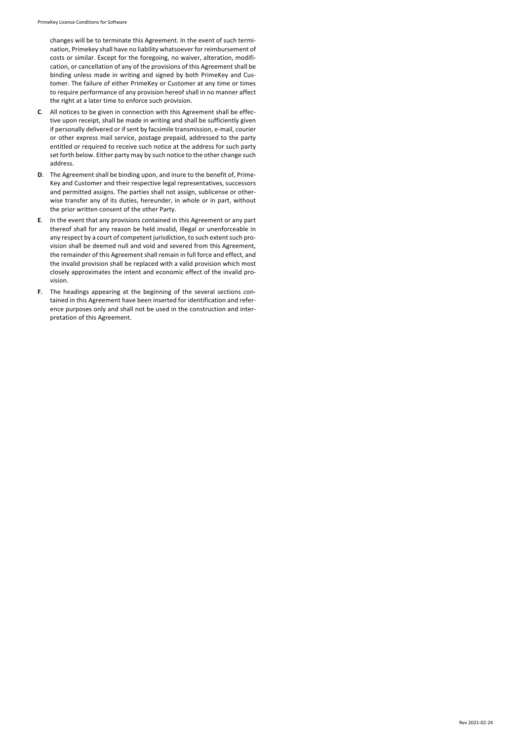changes will be to terminate this Agreement. In the event of such termination, Primekey shall have no liability whatsoever for reimbursement of costs or similar. Except for the foregoing, no waiver, alteration, modification, or cancellation of any of the provisions of this Agreement shall be binding unless made in writing and signed by both PrimeKey and Customer. The failure of either PrimeKey or Customer at any time or times to require performance of any provision hereof shall in no manner affect the right at a later time to enforce such provision.

**C**. All notices to be given in connection with this Agreement shall be effective upon receipt, shall be made in writing and shall be sufficiently given if personally delivered or if sent by facsimile transmission, e-mail, courier or other express mail service, postage prepaid, addressed to the party entitled or required to receive such notice at the address for such party set forth below. Either party may by such notice to the other change such address.

**D**. The Agreement shall be binding upon, and inure to the benefit of, PrimeKey and Customer and their respective legal representatives, successors and permitted assigns. The parties shall not assign, sublicense or otherwise transfer any of its duties, hereunder, in whole or in part, without the prior written consent of the other Party.

**E**. In the event that any provisions contained in this Agreement or any part thereof shall for any reason be held invalid, illegal or unenforceable in any respect by a court of competent jurisdiction, to such extent such provision shall be deemed null and void and severed from this Agreement, the remainder of this Agreement shall remain in full force and effect, and the invalid provision shall be replaced with a valid provision which most closely approximates the intent and economic effect of the invalid provision.

**F**. The headings appearing at the beginning of the several sections contained in this Agreement have been inserted for identification and reference purposes only and shall not be used in the construction and interpretation of this Agreement.